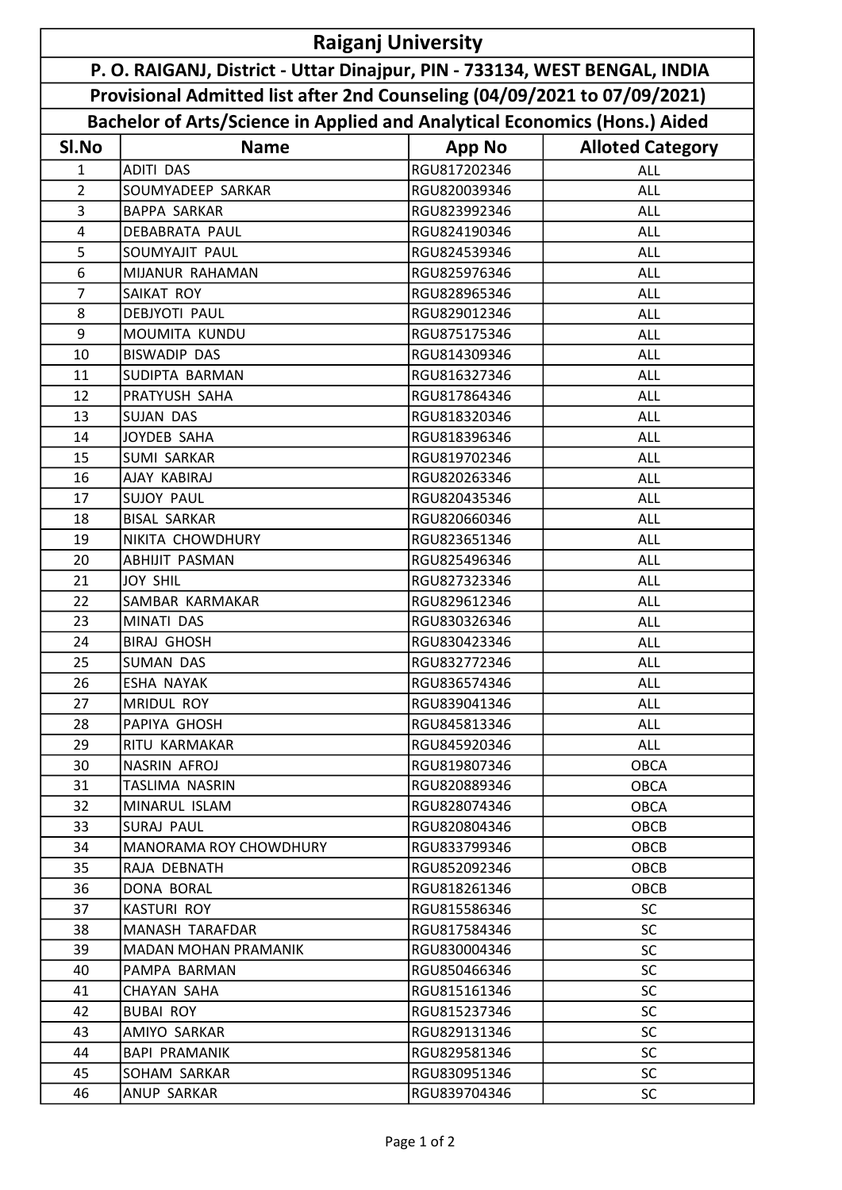# Raiganj University

## P. O. RAIGANJ, District - Uttar Dinajpur, PIN - 733134, WEST BENGAL, INDIA

### Provisional Admitted list after 2nd Counseling (04/09/2021 to 07/09/2021)

### Bachelor of Arts/Science in Applied and Analytical Economics (Hons.) Aided

| Sl.No | Name | App No | Alloted Category |
|---|---|---|---|
| 1 | ADITI DAS | RGU817202346 | ALL |
| 2 | SOUMYADEEP SARKAR | RGU820039346 | ALL |
| 3 | BAPPA SARKAR | RGU823992346 | ALL |
| 4 | DEBABRATA PAUL | RGU824190346 | ALL |
| 5 | SOUMYAJIT PAUL | RGU824539346 | ALL |
| 6 | MIJANUR RAHAMAN | RGU825976346 | ALL |
| 7 | SAIKAT ROY | RGU828965346 | ALL |
| 8 | DEBJYOTI PAUL | RGU829012346 | ALL |
| 9 | MOUMITA KUNDU | RGU875175346 | ALL |
| 10 | BISWADIP DAS | RGU814309346 | ALL |
| 11 | SUDIPTA BARMAN | RGU816327346 | ALL |
| 12 | PRATYUSH SAHA | RGU817864346 | ALL |
| 13 | SUJAN DAS | RGU818320346 | ALL |
| 14 | JOYDEB SAHA | RGU818396346 | ALL |
| 15 | SUMI SARKAR | RGU819702346 | ALL |
| 16 | AJAY KABIRAJ | RGU820263346 | ALL |
| 17 | SUJOY PAUL | RGU820435346 | ALL |
| 18 | BISAL SARKAR | RGU820660346 | ALL |
| 19 | NIKITA CHOWDHURY | RGU823651346 | ALL |
| 20 | ABHIJIT PASMAN | RGU825496346 | ALL |
| 21 | JOY SHIL | RGU827323346 | ALL |
| 22 | SAMBAR KARMAKAR | RGU829612346 | ALL |
| 23 | MINATI DAS | RGU830326346 | ALL |
| 24 | BIRAJ GHOSH | RGU830423346 | ALL |
| 25 | SUMAN DAS | RGU832772346 | ALL |
| 26 | ESHA NAYAK | RGU836574346 | ALL |
| 27 | MRIDUL ROY | RGU839041346 | ALL |
| 28 | PAPIYA GHOSH | RGU845813346 | ALL |
| 29 | RITU KARMAKAR | RGU845920346 | ALL |
| 30 | NASRIN AFROJ | RGU819807346 | OBCA |
| 31 | TASLIMA NASRIN | RGU820889346 | OBCA |
| 32 | MINARUL ISLAM | RGU828074346 | OBCA |
| 33 | SURAJ PAUL | RGU820804346 | OBCB |
| 34 | MANORAMA ROY CHOWDHURY | RGU833799346 | OBCB |
| 35 | RAJA DEBNATH | RGU852092346 | OBCB |
| 36 | DONA BORAL | RGU818261346 | OBCB |
| 37 | KASTURI ROY | RGU815586346 | SC |
| 38 | MANASH TARAFDAR | RGU817584346 | SC |
| 39 | MADAN MOHAN PRAMANIK | RGU830004346 | SC |
| 40 | PAMPA BARMAN | RGU850466346 | SC |
| 41 | CHAYAN SAHA | RGU815161346 | SC |
| 42 | BUBAI ROY | RGU815237346 | SC |
| 43 | AMIYO SARKAR | RGU829131346 | SC |
| 44 | BAPI PRAMANIK | RGU829581346 | SC |
| 45 | SOHAM SARKAR | RGU830951346 | SC |
| 46 | ANUP SARKAR | RGU839704346 | SC |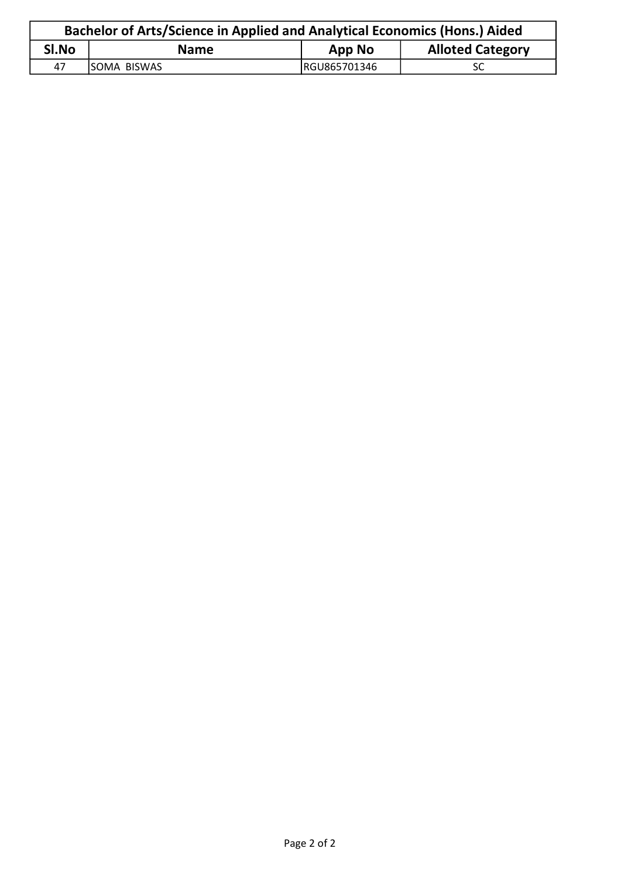| Bachelor of Arts/Science in Applied and Analytical Economics (Hons.) Aided | | | |
|---|---|---|---|
| Sl.No | Name | App No | Alloted Category |
| 47 | SOMA BISWAS | RGU865701346 | SC |